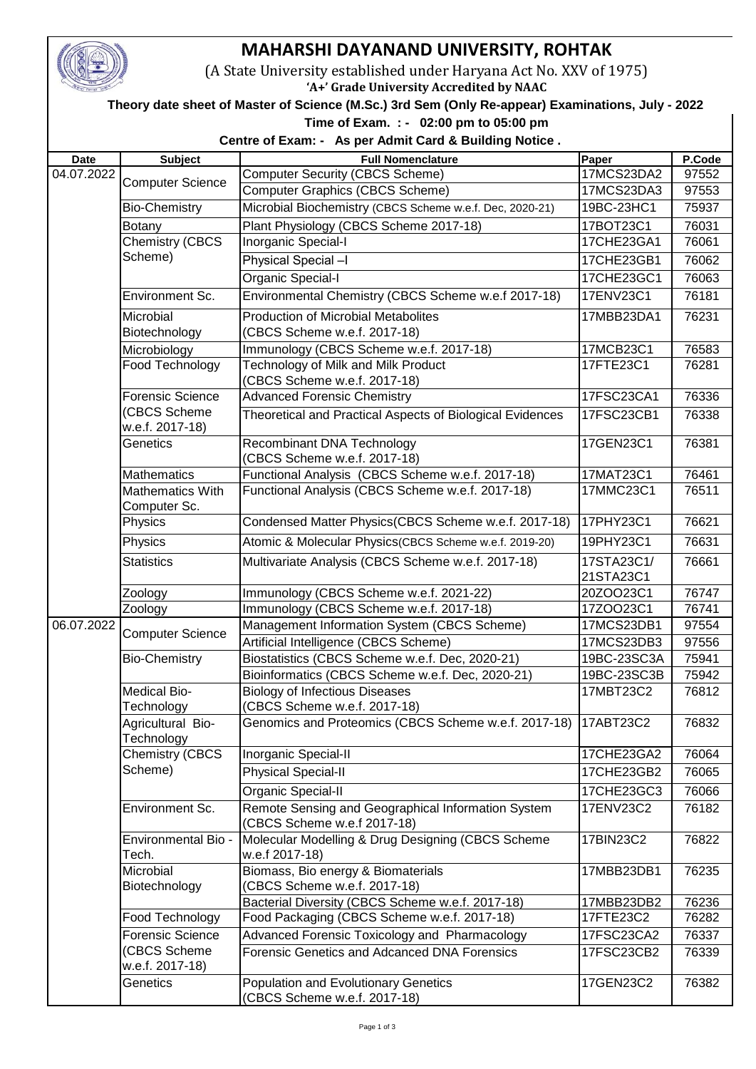# MAHARSHI DAYANAND UNIVERSITY, ROHTAK

(A State University established under Haryana Act No. XXV of 1975)

**'A+' Grade University Accredited by NAAC**

**Theory date sheet of Master of Science (M.Sc.) 3rd Sem (Only Re-appear) Examinations, July - 2022**

**Time of Exam. : - 02:00 pm to 05:00 pm**

**Centre of Exam: - As per Admit Card & Building Notice .**

| Date | Subject | Full Nomenclature | Paper | P.Code |
|---|---|---|---|---|
| 04.07.2022 | Computer Science | Computer Security (CBCS Scheme) | 17MCS23DA2 | 97552 |
| | | Computer Graphics (CBCS Scheme) | 17MCS23DA3 | 97553 |
| | Bio-Chemistry | Microbial Biochemistry (CBCS Scheme w.e.f. Dec, 2020-21) | 19BC-23HC1 | 75937 |
| | Botany | Plant Physiology (CBCS Scheme 2017-18) | 17BOT23C1 | 76031 |
| | Chemistry (CBCS Scheme) | Inorganic Special-I | 17CHE23GA1 | 76061 |
| | | Physical Special –I | 17CHE23GB1 | 76062 |
| | | Organic Special-I | 17CHE23GC1 | 76063 |
| | Environment Sc. | Environmental Chemistry (CBCS Scheme w.e.f 2017-18) | 17ENV23C1 | 76181 |
| | Microbial Biotechnology | Production of Microbial Metabolites (CBCS Scheme w.e.f. 2017-18) | 17MBB23DA1 | 76231 |
| | Microbiology | Immunology (CBCS Scheme w.e.f. 2017-18) | 17MCB23C1 | 76583 |
| | Food Technology | Technology of Milk and Milk Product (CBCS Scheme w.e.f. 2017-18) | 17FTE23C1 | 76281 |
| | Forensic Science (CBCS Scheme w.e.f. 2017-18) | Advanced Forensic Chemistry | 17FSC23CA1 | 76336 |
| | | Theoretical and Practical Aspects of Biological Evidences | 17FSC23CB1 | 76338 |
| | Genetics | Recombinant DNA Technology (CBCS Scheme w.e.f. 2017-18) | 17GEN23C1 | 76381 |
| | Mathematics | Functional Analysis (CBCS Scheme w.e.f. 2017-18) | 17MAT23C1 | 76461 |
| | Mathematics With Computer Sc. | Functional Analysis (CBCS Scheme w.e.f. 2017-18) | 17MMC23C1 | 76511 |
| | Physics | Condensed Matter Physics(CBCS Scheme w.e.f. 2017-18) | 17PHY23C1 | 76621 |
| | Physics | Atomic & Molecular Physics(CBCS Scheme w.e.f. 2019-20) | 19PHY23C1 | 76631 |
| | Statistics | Multivariate Analysis (CBCS Scheme w.e.f. 2017-18) | 17STA23C1/ 21STA23C1 | 76661 |
| | Zoology | Immunology (CBCS Scheme w.e.f. 2021-22) | 20ZOO23C1 | 76747 |
| | Zoology | Immunology (CBCS Scheme w.e.f. 2017-18) | 17ZOO23C1 | 76741 |
| 06.07.2022 | Computer Science | Management Information System (CBCS Scheme) | 17MCS23DB1 | 97554 |
| | | Artificial Intelligence (CBCS Scheme) | 17MCS23DB3 | 97556 |
| | Bio-Chemistry | Biostatistics (CBCS Scheme w.e.f. Dec, 2020-21) | 19BC-23SC3A | 75941 |
| | | Bioinformatics (CBCS Scheme w.e.f. Dec, 2020-21) | 19BC-23SC3B | 75942 |
| | Medical Bio-Technology | Biology of Infectious Diseases (CBCS Scheme w.e.f. 2017-18) | 17MBT23C2 | 76812 |
| | Agricultural Bio-Technology | Genomics and Proteomics (CBCS Scheme w.e.f. 2017-18) | 17ABT23C2 | 76832 |
| | Chemistry (CBCS Scheme) | Inorganic Special-II | 17CHE23GA2 | 76064 |
| | | Physical Special-II | 17CHE23GB2 | 76065 |
| | | Organic Special-II | 17CHE23GC3 | 76066 |
| | Environment Sc. | Remote Sensing and Geographical Information System (CBCS Scheme w.e.f 2017-18) | 17ENV23C2 | 76182 |
| | Environmental Bio - Tech. | Molecular Modelling & Drug Designing (CBCS Scheme w.e.f 2017-18) | 17BIN23C2 | 76822 |
| | Microbial Biotechnology | Biomass, Bio energy & Biomaterials (CBCS Scheme w.e.f. 2017-18) | 17MBB23DB1 | 76235 |
| | | Bacterial Diversity (CBCS Scheme w.e.f. 2017-18) | 17MBB23DB2 | 76236 |
| | Food Technology | Food Packaging (CBCS Scheme w.e.f. 2017-18) | 17FTE23C2 | 76282 |
| | Forensic Science (CBCS Scheme w.e.f. 2017-18) | Advanced Forensic Toxicology and Pharmacology | 17FSC23CA2 | 76337 |
| | | Forensic Genetics and Adcanced DNA Forensics | 17FSC23CB2 | 76339 |
| | Genetics | Population and Evolutionary Genetics (CBCS Scheme w.e.f. 2017-18) | 17GEN23C2 | 76382 |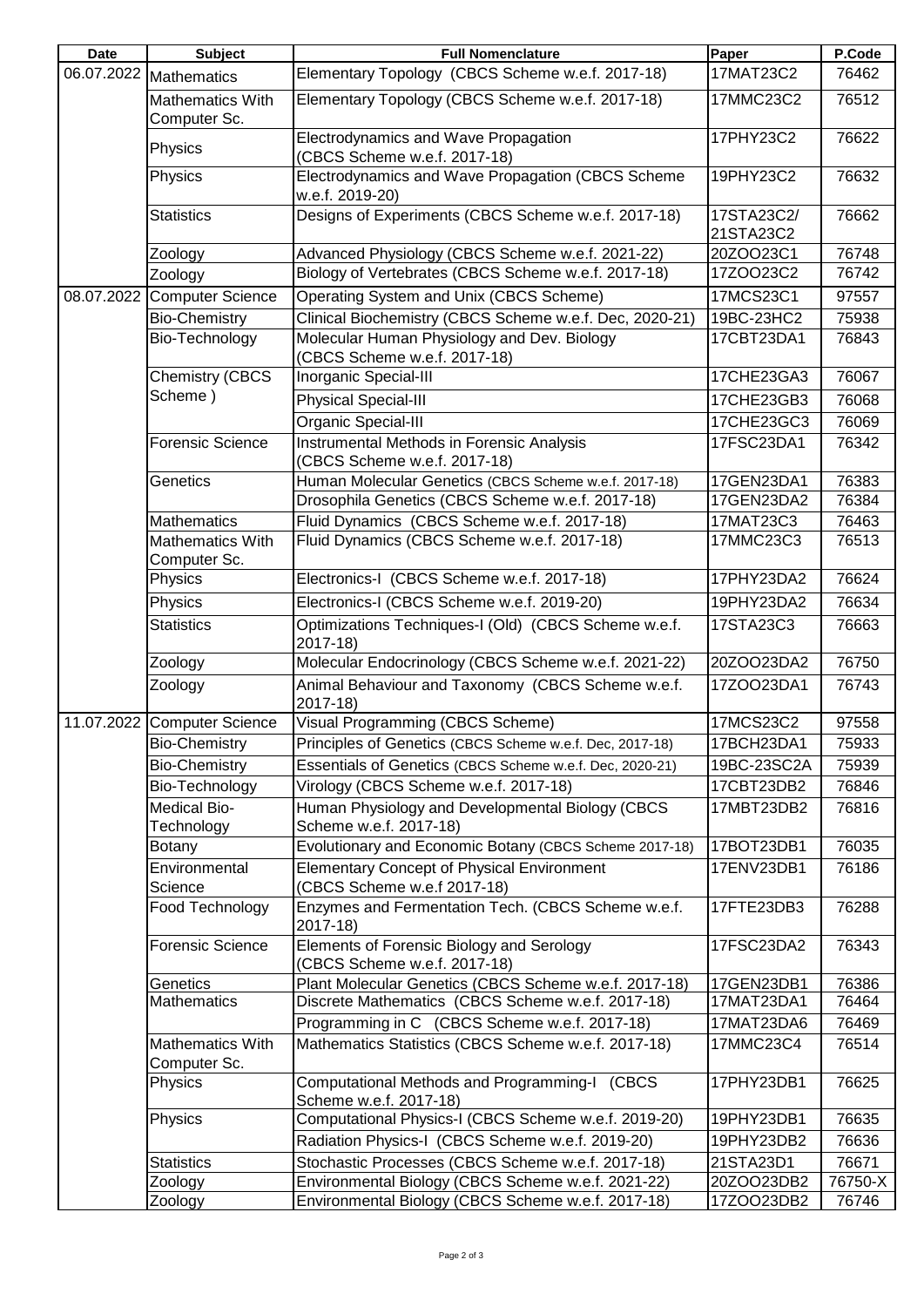| Date | Subject | Full Nomenclature | Paper | P.Code |
|---|---|---|---|---|
| 06.07.2022 | Mathematics | Elementary Topology (CBCS Scheme w.e.f. 2017-18) | 17MAT23C2 | 76462 |
| | Mathematics With Computer Sc. | Elementary Topology (CBCS Scheme w.e.f. 2017-18) | 17MMC23C2 | 76512 |
| | Physics | Electrodynamics and Wave Propagation (CBCS Scheme w.e.f. 2017-18) | 17PHY23C2 | 76622 |
| | Physics | Electrodynamics and Wave Propagation (CBCS Scheme w.e.f. 2019-20) | 19PHY23C2 | 76632 |
| | Statistics | Designs of Experiments (CBCS Scheme w.e.f. 2017-18) | 17STA23C2/ 21STA23C2 | 76662 |
| | Zoology | Advanced Physiology (CBCS Scheme w.e.f. 2021-22) | 20ZOO23C1 | 76748 |
| | Zoology | Biology of Vertebrates (CBCS Scheme w.e.f. 2017-18) | 17ZOO23C2 | 76742 |
| 08.07.2022 | Computer Science | Operating System and Unix (CBCS Scheme) | 17MCS23C1 | 97557 |
| | Bio-Chemistry | Clinical Biochemistry (CBCS Scheme w.e.f. Dec, 2020-21) | 19BC-23HC2 | 75938 |
| | Bio-Technology | Molecular Human Physiology and Dev. Biology (CBCS Scheme w.e.f. 2017-18) | 17CBT23DA1 | 76843 |
| | Chemistry (CBCS Scheme ) | Inorganic Special-III | 17CHE23GA3 | 76067 |
| | | Physical Special-III | 17CHE23GB3 | 76068 |
| | | Organic Special-III | 17CHE23GC3 | 76069 |
| | Forensic Science | Instrumental Methods in Forensic Analysis (CBCS Scheme w.e.f. 2017-18) | 17FSC23DA1 | 76342 |
| | Genetics | Human Molecular Genetics (CBCS Scheme w.e.f. 2017-18) | 17GEN23DA1 | 76383 |
| | | Drosophila Genetics (CBCS Scheme w.e.f. 2017-18) | 17GEN23DA2 | 76384 |
| | Mathematics | Fluid Dynamics (CBCS Scheme w.e.f. 2017-18) | 17MAT23C3 | 76463 |
| | Mathematics With Computer Sc. | Fluid Dynamics (CBCS Scheme w.e.f. 2017-18) | 17MMC23C3 | 76513 |
| | Physics | Electronics-I (CBCS Scheme w.e.f. 2017-18) | 17PHY23DA2 | 76624 |
| | Physics | Electronics-I (CBCS Scheme w.e.f. 2019-20) | 19PHY23DA2 | 76634 |
| | Statistics | Optimizations Techniques-I (Old) (CBCS Scheme w.e.f. 2017-18) | 17STA23C3 | 76663 |
| | Zoology | Molecular Endocrinology (CBCS Scheme w.e.f. 2021-22) | 20ZOO23DA2 | 76750 |
| | Zoology | Animal Behaviour and Taxonomy (CBCS Scheme w.e.f. 2017-18) | 17ZOO23DA1 | 76743 |
| 11.07.2022 | Computer Science | Visual Programming (CBCS Scheme) | 17MCS23C2 | 97558 |
| | Bio-Chemistry | Principles of Genetics (CBCS Scheme w.e.f. Dec, 2017-18) | 17BCH23DA1 | 75933 |
| | Bio-Chemistry | Essentials of Genetics (CBCS Scheme w.e.f. Dec, 2020-21) | 19BC-23SC2A | 75939 |
| | Bio-Technology | Virology (CBCS Scheme w.e.f. 2017-18) | 17CBT23DB2 | 76846 |
| | Medical Bio-Technology | Human Physiology and Developmental Biology (CBCS Scheme w.e.f. 2017-18) | 17MBT23DB2 | 76816 |
| | Botany | Evolutionary and Economic Botany (CBCS Scheme 2017-18) | 17BOT23DB1 | 76035 |
| | Environmental Science | Elementary Concept of Physical Environment (CBCS Scheme w.e.f 2017-18) | 17ENV23DB1 | 76186 |
| | Food Technology | Enzymes and Fermentation Tech. (CBCS Scheme w.e.f. 2017-18) | 17FTE23DB3 | 76288 |
| | Forensic Science | Elements of Forensic Biology and Serology (CBCS Scheme w.e.f. 2017-18) | 17FSC23DA2 | 76343 |
| | Genetics | Plant Molecular Genetics (CBCS Scheme w.e.f. 2017-18) | 17GEN23DB1 | 76386 |
| | Mathematics | Discrete Mathematics (CBCS Scheme w.e.f. 2017-18) | 17MAT23DA1 | 76464 |
| | | Programming in C (CBCS Scheme w.e.f. 2017-18) | 17MAT23DA6 | 76469 |
| | Mathematics With Computer Sc. | Mathematics Statistics (CBCS Scheme w.e.f. 2017-18) | 17MMC23C4 | 76514 |
| | Physics | Computational Methods and Programming-I (CBCS Scheme w.e.f. 2017-18) | 17PHY23DB1 | 76625 |
| | Physics | Computational Physics-I (CBCS Scheme w.e.f. 2019-20) | 19PHY23DB1 | 76635 |
| | | Radiation Physics-I (CBCS Scheme w.e.f. 2019-20) | 19PHY23DB2 | 76636 |
| | Statistics | Stochastic Processes (CBCS Scheme w.e.f. 2017-18) | 21STA23D1 | 76671 |
| | Zoology | Environmental Biology (CBCS Scheme w.e.f. 2021-22) | 20ZOO23DB2 | 76750-X |
| | Zoology | Environmental Biology (CBCS Scheme w.e.f. 2017-18) | 17ZOO23DB2 | 76746 |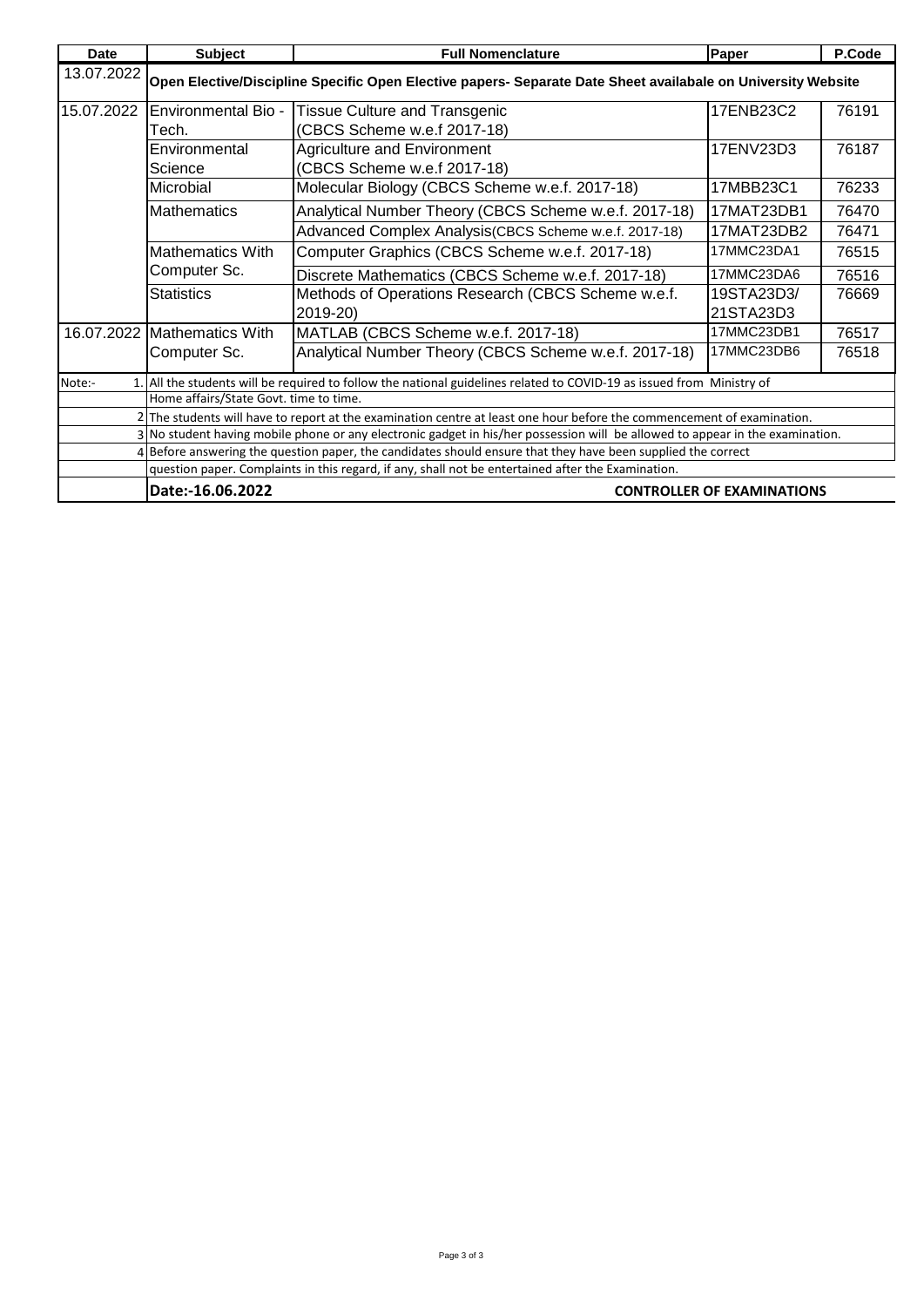| Date | Subject | Full Nomenclature | Paper | P.Code |
|---|---|---|---|---|
| 13.07.2022 | **Open Elective/Discipline Specific Open Elective papers- Separate Date Sheet availabale on University Website** | | | |
| 15.07.2022 | Environmental Bio - Tech. | Tissue Culture and Transgenic (CBCS Scheme w.e.f 2017-18) | 17ENB23C2 | 76191 |
| | Environmental Science | Agriculture and Environment (CBCS Scheme w.e.f 2017-18) | 17ENV23D3 | 76187 |
| | Microbial | Molecular Biology (CBCS Scheme w.e.f. 2017-18) | 17MBB23C1 | 76233 |
| | Mathematics | Analytical Number Theory (CBCS Scheme w.e.f. 2017-18) | 17MAT23DB1 | 76470 |
| | | Advanced Complex Analysis(CBCS Scheme w.e.f. 2017-18) | 17MAT23DB2 | 76471 |
| | Mathematics With Computer Sc. | Computer Graphics (CBCS Scheme w.e.f. 2017-18) | 17MMC23DA1 | 76515 |
| | | Discrete Mathematics (CBCS Scheme w.e.f. 2017-18) | 17MMC23DA6 | 76516 |
| | Statistics | Methods of Operations Research (CBCS Scheme w.e.f. 2019-20) | 19STA23D3/ 21STA23D3 | 76669 |
| 16.07.2022 | Mathematics With Computer Sc. | MATLAB (CBCS Scheme w.e.f. 2017-18) | 17MMC23DB1 | 76517 |
| | | Analytical Number Theory (CBCS Scheme w.e.f. 2017-18) | 17MMC23DB6 | 76518 |

Note:-

1. All the students will be required to follow the national guidelines related to COVID-19 as issued from Ministry of Home affairs/State Govt. time to time.
2. The students will have to report at the examination centre at least one hour before the commencement of examination.
3. No student having mobile phone or any electronic gadget in his/her possession will be allowed to appear in the examination.
4. Before answering the question paper, the candidates should ensure that they have been supplied the correct question paper. Complaints in this regard, if any, shall not be entertained after the Examination.

**Date:-16.06.2022** **CONTROLLER OF EXAMINATIONS**